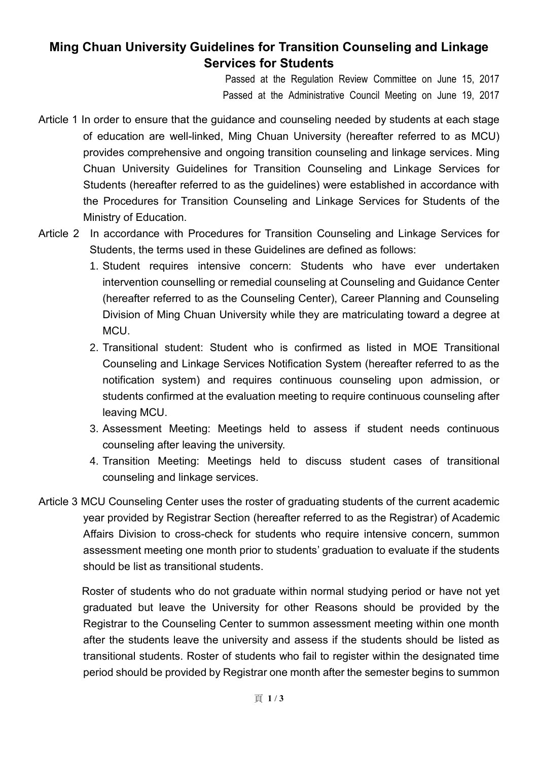# Ming Chuan University Guidelines for Transition Counseling and Linkage Services for Students

Passed at the Regulation Review Committee on June 15, 2017
Passed at the Administrative Council Meeting on June 19, 2017

Article 1 In order to ensure that the guidance and counseling needed by students at each stage of education are well-linked, Ming Chuan University (hereafter referred to as MCU) provides comprehensive and ongoing transition counseling and linkage services. Ming Chuan University Guidelines for Transition Counseling and Linkage Services for Students (hereafter referred to as the guidelines) were established in accordance with the Procedures for Transition Counseling and Linkage Services for Students of the Ministry of Education.

Article 2 In accordance with Procedures for Transition Counseling and Linkage Services for Students, the terms used in these Guidelines are defined as follows:

1. Student requires intensive concern: Students who have ever undertaken intervention counselling or remedial counseling at Counseling and Guidance Center (hereafter referred to as the Counseling Center), Career Planning and Counseling Division of Ming Chuan University while they are matriculating toward a degree at MCU.
2. Transitional student: Student who is confirmed as listed in MOE Transitional Counseling and Linkage Services Notification System (hereafter referred to as the notification system) and requires continuous counseling upon admission, or students confirmed at the evaluation meeting to require continuous counseling after leaving MCU.
3. Assessment Meeting: Meetings held to assess if student needs continuous counseling after leaving the university.
4. Transition Meeting: Meetings held to discuss student cases of transitional counseling and linkage services.

Article 3 MCU Counseling Center uses the roster of graduating students of the current academic year provided by Registrar Section (hereafter referred to as the Registrar) of Academic Affairs Division to cross-check for students who require intensive concern, summon assessment meeting one month prior to students' graduation to evaluate if the students should be list as transitional students.

Roster of students who do not graduate within normal studying period or have not yet graduated but leave the University for other Reasons should be provided by the Registrar to the Counseling Center to summon assessment meeting within one month after the students leave the university and assess if the students should be listed as transitional students. Roster of students who fail to register within the designated time period should be provided by Registrar one month after the semester begins to summon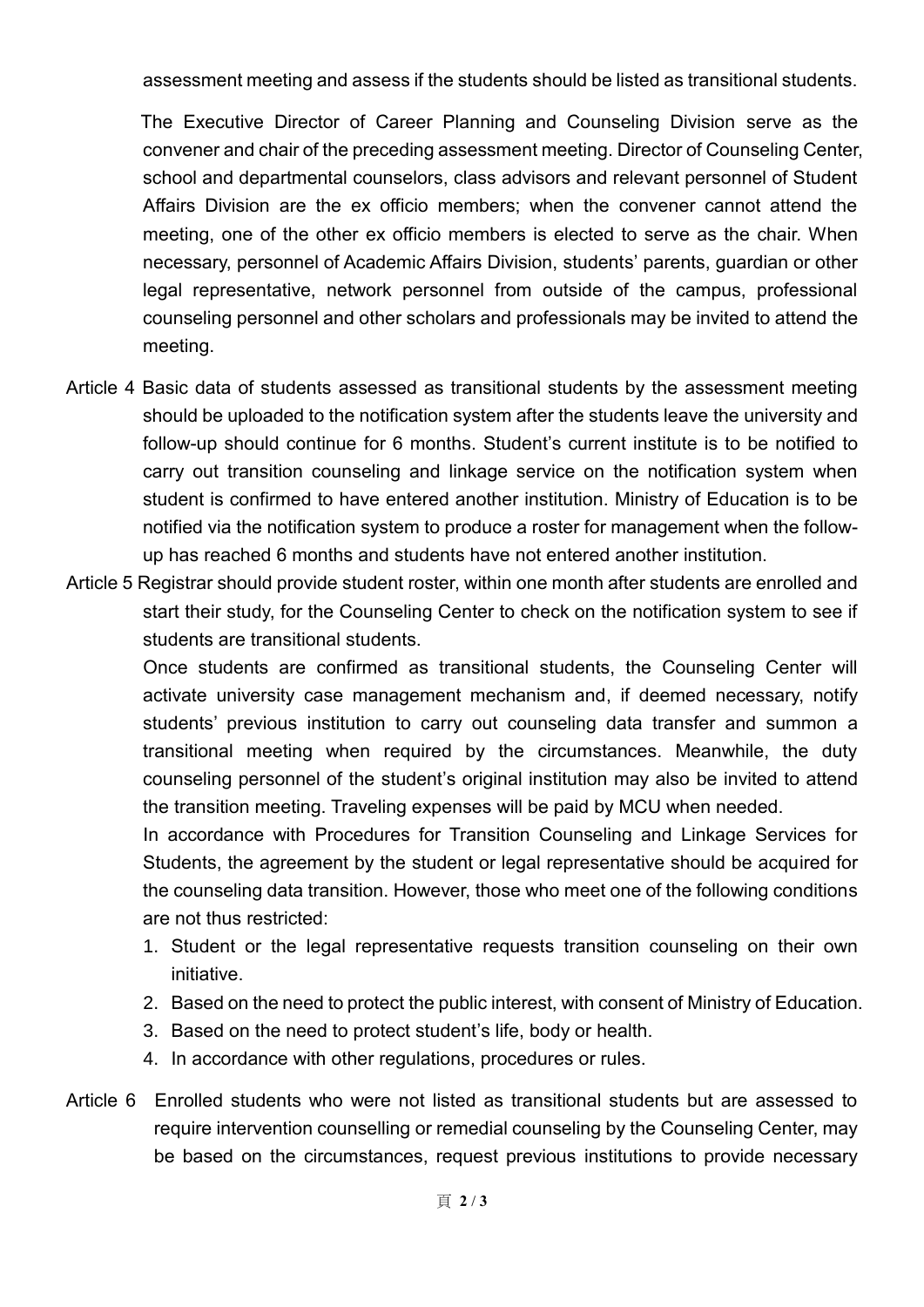assessment meeting and assess if the students should be listed as transitional students.

The Executive Director of Career Planning and Counseling Division serve as the convener and chair of the preceding assessment meeting. Director of Counseling Center, school and departmental counselors, class advisors and relevant personnel of Student Affairs Division are the ex officio members; when the convener cannot attend the meeting, one of the other ex officio members is elected to serve as the chair. When necessary, personnel of Academic Affairs Division, students' parents, guardian or other legal representative, network personnel from outside of the campus, professional counseling personnel and other scholars and professionals may be invited to attend the meeting.

Article 4 Basic data of students assessed as transitional students by the assessment meeting should be uploaded to the notification system after the students leave the university and follow-up should continue for 6 months. Student's current institute is to be notified to carry out transition counseling and linkage service on the notification system when student is confirmed to have entered another institution. Ministry of Education is to be notified via the notification system to produce a roster for management when the follow-up has reached 6 months and students have not entered another institution.

Article 5 Registrar should provide student roster, within one month after students are enrolled and start their study, for the Counseling Center to check on the notification system to see if students are transitional students.

Once students are confirmed as transitional students, the Counseling Center will activate university case management mechanism and, if deemed necessary, notify students' previous institution to carry out counseling data transfer and summon a transitional meeting when required by the circumstances. Meanwhile, the duty counseling personnel of the student's original institution may also be invited to attend the transition meeting. Traveling expenses will be paid by MCU when needed.

In accordance with Procedures for Transition Counseling and Linkage Services for Students, the agreement by the student or legal representative should be acquired for the counseling data transition. However, those who meet one of the following conditions are not thus restricted:

1. Student or the legal representative requests transition counseling on their own initiative.
2. Based on the need to protect the public interest, with consent of Ministry of Education.
3. Based on the need to protect student's life, body or health.
4. In accordance with other regulations, procedures or rules.

Article 6 Enrolled students who were not listed as transitional students but are assessed to require intervention counselling or remedial counseling by the Counseling Center, may be based on the circumstances, request previous institutions to provide necessary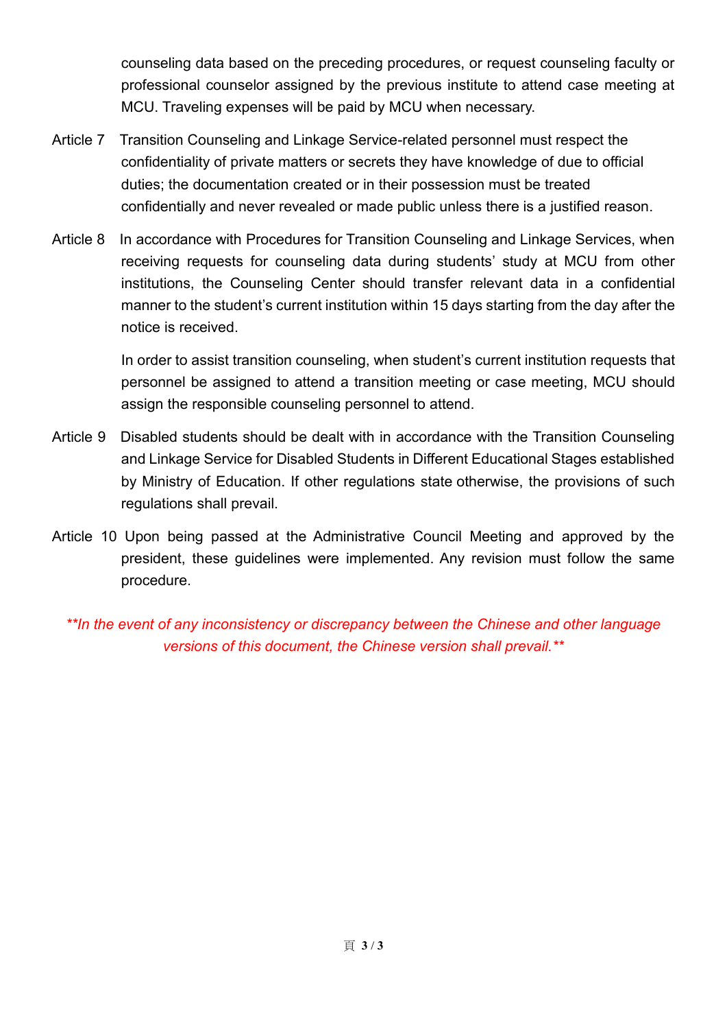counseling data based on the preceding procedures, or request counseling faculty or professional counselor assigned by the previous institute to attend case meeting at MCU. Traveling expenses will be paid by MCU when necessary.

Article 7 Transition Counseling and Linkage Service-related personnel must respect the confidentiality of private matters or secrets they have knowledge of due to official duties; the documentation created or in their possession must be treated confidentially and never revealed or made public unless there is a justified reason.

Article 8 In accordance with Procedures for Transition Counseling and Linkage Services, when receiving requests for counseling data during students' study at MCU from other institutions, the Counseling Center should transfer relevant data in a confidential manner to the student's current institution within 15 days starting from the day after the notice is received.

In order to assist transition counseling, when student's current institution requests that personnel be assigned to attend a transition meeting or case meeting, MCU should assign the responsible counseling personnel to attend.

Article 9 Disabled students should be dealt with in accordance with the Transition Counseling and Linkage Service for Disabled Students in Different Educational Stages established by Ministry of Education. If other regulations state otherwise, the provisions of such regulations shall prevail.

Article 10 Upon being passed at the Administrative Council Meeting and approved by the president, these guidelines were implemented. Any revision must follow the same procedure.

***In the event of any inconsistency or discrepancy between the Chinese and other language versions of this document, the Chinese version shall prevail.***